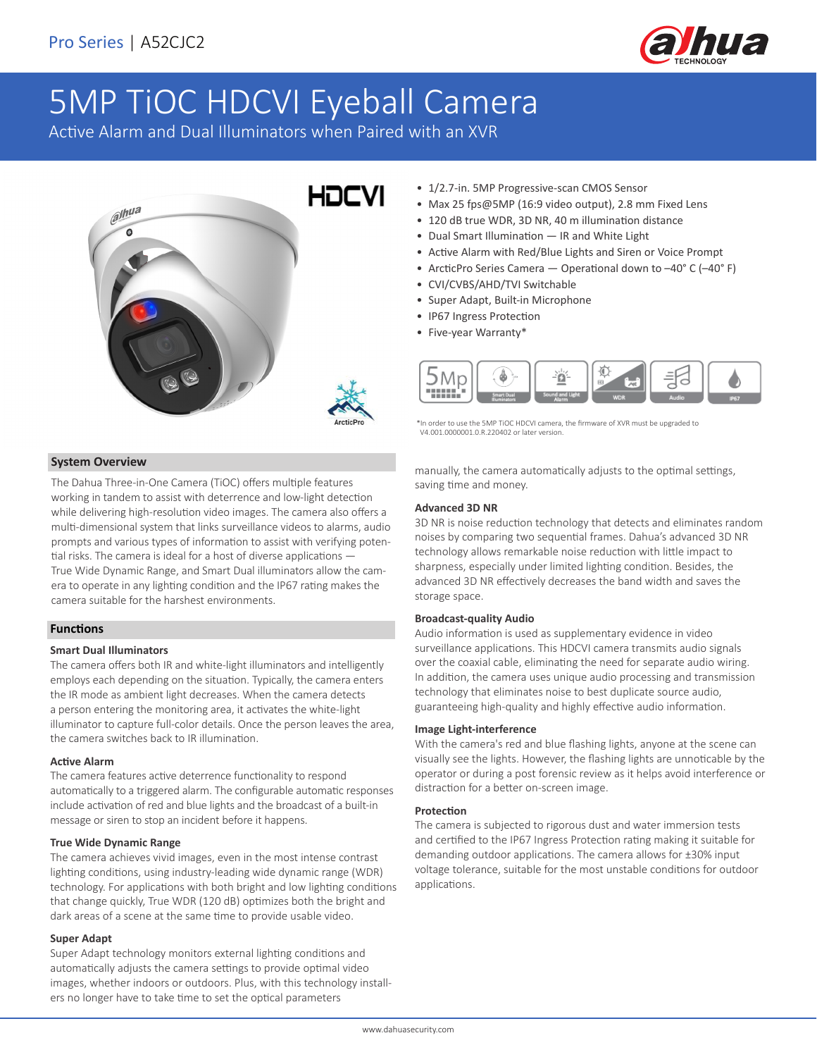Pro Series | A52CJC2

# 5MP TiOC HDCVI Eyeball Camera

Active Alarm and Dual Illuminators when Paired with an XVR

- 1/2.7-in. 5MP Progressive-scan CMOS Sensor
- Max 25 fps@5MP (16:9 video output), 2.8 mm Fixed Lens
- 120 dB true WDR, 3D NR, 40 m illumination distance
- Dual Smart Illumination — IR and White Light
- Active Alarm with Red/Blue Lights and Siren or Voice Prompt
- ArcticPro Series Camera — Operational down to –40° C (–40° F)
- CVI/CVBS/AHD/TVI Switchable
- Super Adapt, Built-in Microphone
- IP67 Ingress Protection
- Five-year Warranty*

*In order to use the 5MP TiOC HDCVI camera, the firmware of XVR must be upgraded to V4.001.0000001.0.R.220402 or later version.

## System Overview

The Dahua Three-in-One Camera (TiOC) offers multiple features working in tandem to assist with deterrence and low-light detection while delivering high-resolution video images. The camera also offers a multi-dimensional system that links surveillance videos to alarms, audio prompts and various types of information to assist with verifying potential risks. The camera is ideal for a host of diverse applications — True Wide Dynamic Range, and Smart Dual illuminators allow the camera to operate in any lighting condition and the IP67 rating makes the camera suitable for the harshest environments.

## Functions

### Smart Dual Illuminators

The camera offers both IR and white-light illuminators and intelligently employs each depending on the situation. Typically, the camera enters the IR mode as ambient light decreases. When the camera detects a person entering the monitoring area, it activates the white-light illuminator to capture full-color details. Once the person leaves the area, the camera switches back to IR illumination.

### Active Alarm

The camera features active deterrence functionality to respond automatically to a triggered alarm. The configurable automatic responses include activation of red and blue lights and the broadcast of a built-in message or siren to stop an incident before it happens.

### True Wide Dynamic Range

The camera achieves vivid images, even in the most intense contrast lighting conditions, using industry-leading wide dynamic range (WDR) technology. For applications with both bright and low lighting conditions that change quickly, True WDR (120 dB) optimizes both the bright and dark areas of a scene at the same time to provide usable video.

### Super Adapt

Super Adapt technology monitors external lighting conditions and automatically adjusts the camera settings to provide optimal video images, whether indoors or outdoors. Plus, with this technology installers no longer have to take time to set the optical parameters manually, the camera automatically adjusts to the optimal settings, saving time and money.

### Advanced 3D NR

3D NR is noise reduction technology that detects and eliminates random noises by comparing two sequential frames. Dahua's advanced 3D NR technology allows remarkable noise reduction with little impact to sharpness, especially under limited lighting condition. Besides, the advanced 3D NR effectively decreases the band width and saves the storage space.

### Broadcast-quality Audio

Audio information is used as supplementary evidence in video surveillance applications. This HDCVI camera transmits audio signals over the coaxial cable, eliminating the need for separate audio wiring. In addition, the camera uses unique audio processing and transmission technology that eliminates noise to best duplicate source audio, guaranteeing high-quality and highly effective audio information.

### Image Light-interference

With the camera's red and blue flashing lights, anyone at the scene can visually see the lights. However, the flashing lights are unnoticable by the operator or during a post forensic review as it helps avoid interference or distraction for a better on-screen image.

### Protection

The camera is subjected to rigorous dust and water immersion tests and certified to the IP67 Ingress Protection rating making it suitable for demanding outdoor applications. The camera allows for ±30% input voltage tolerance, suitable for the most unstable conditions for outdoor applications.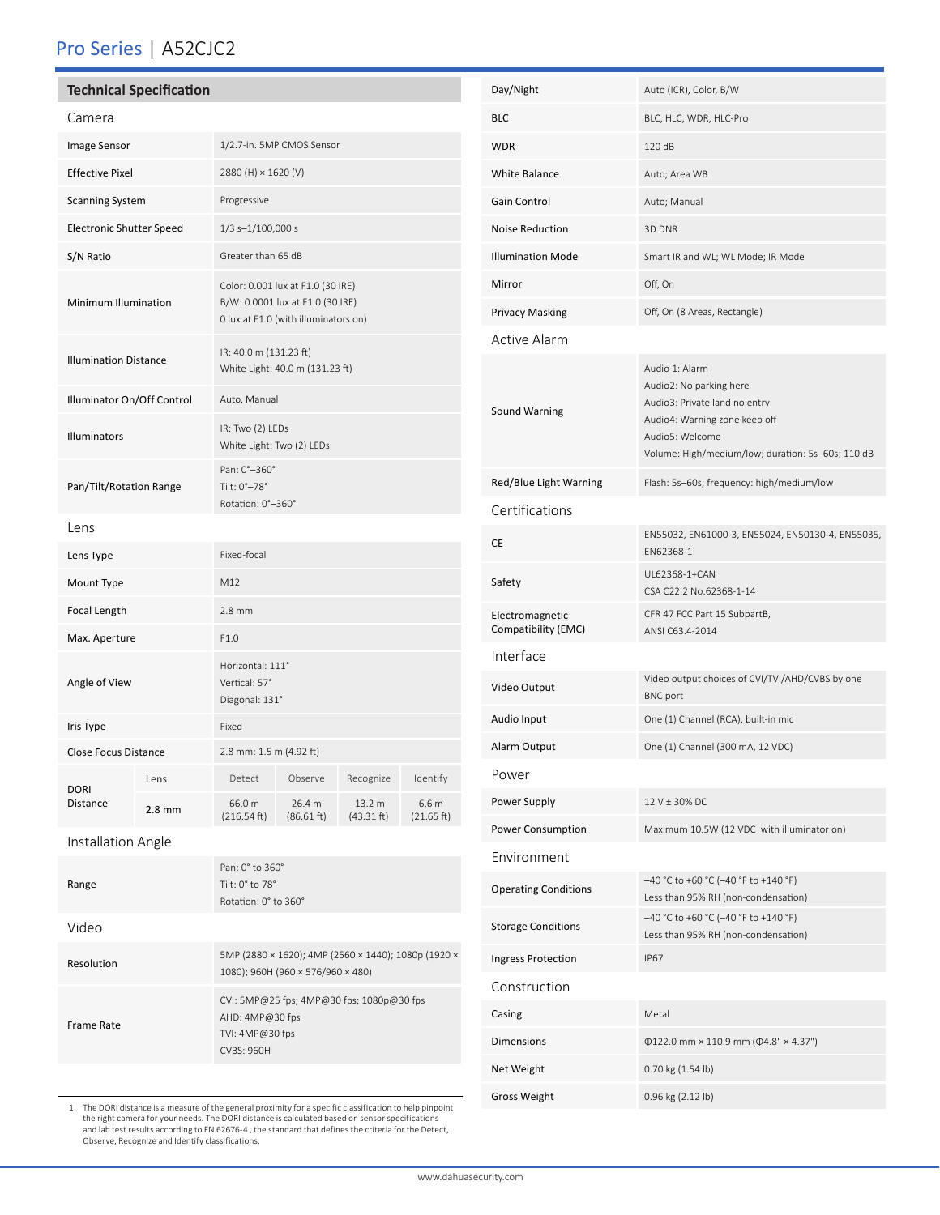# Pro Series | A52CJC2

## Technical Specification

### Camera

| | |
|---|---|
| Image Sensor | 1/2.7-in. 5MP CMOS Sensor |
| Effective Pixel | 2880 (H) × 1620 (V) |
| Scanning System | Progressive |
| Electronic Shutter Speed | 1/3 s–1/100,000 s |
| S/N Ratio | Greater than 65 dB |
| Minimum Illumination | Color: 0.001 lux at F1.0 (30 IRE)<br>B/W: 0.0001 lux at F1.0 (30 IRE)<br>0 lux at F1.0 (with illuminators on) |
| Illumination Distance | IR: 40.0 m (131.23 ft)<br>White Light: 40.0 m (131.23 ft) |
| Illuminator On/Off Control | Auto, Manual |
| Illuminators | IR: Two (2) LEDs<br>White Light: Two (2) LEDs |
| Pan/Tilt/Rotation Range | Pan: 0°–360°<br>Tilt: 0°–78°<br>Rotation: 0°–360° |

### Lens

| | | | | | |
|---|---|---|---|---|---|
| Lens Type | | Fixed-focal | | | |
| Mount Type | | M12 | | | |
| Focal Length | | 2.8 mm | | | |
| Max. Aperture | | F1.0 | | | |
| Angle of View | | Horizontal: 111°<br>Vertical: 57°<br>Diagonal: 131° | | | |
| Iris Type | | Fixed | | | |
| Close Focus Distance | | 2.8 mm: 1.5 m (4.92 ft) | | | |
| DORI Distance | Lens | Detect | Observe | Recognize | Identify |
| | 2.8 mm | 66.0 m (216.54 ft) | 26.4 m (86.61 ft) | 13.2 m (43.31 ft) | 6.6 m (21.65 ft) |

### Installation Angle

| | |
|---|---|
| Range | Pan: 0° to 360°<br>Tilt: 0° to 78°<br>Rotation: 0° to 360° |

### Video

| | |
|---|---|
| Resolution | 5MP (2880 × 1620); 4MP (2560 × 1440); 1080p (1920 × 1080); 960H (960 × 576/960 × 480) |
| Frame Rate | CVI: 5MP@25 fps; 4MP@30 fps; 1080p@30 fps<br>AHD: 4MP@30 fps<br>TVI: 4MP@30 fps<br>CVBS: 960H |
| Day/Night | Auto (ICR), Color, B/W |
| BLC | BLC, HLC, WDR, HLC-Pro |
| WDR | 120 dB |
| White Balance | Auto; Area WB |
| Gain Control | Auto; Manual |
| Noise Reduction | 3D DNR |
| Illumination Mode | Smart IR and WL; WL Mode; IR Mode |
| Mirror | Off, On |
| Privacy Masking | Off, On (8 Areas, Rectangle) |

### Active Alarm

| | |
|---|---|
| Sound Warning | Audio 1: Alarm<br>Audio2: No parking here<br>Audio3: Private land no entry<br>Audio4: Warning zone keep off<br>Audio5: Welcome<br>Volume: High/medium/low; duration: 5s–60s; 110 dB |
| Red/Blue Light Warning | Flash: 5s–60s; frequency: high/medium/low |

### Certifications

| | |
|---|---|
| CE | EN55032, EN61000-3, EN55024, EN50130-4, EN55035, EN62368-1 |
| Safety | UL62368-1+CAN<br>CSA C22.2 No.62368-1-14 |
| Electromagnetic Compatibility (EMC) | CFR 47 FCC Part 15 SubpartB, ANSI C63.4-2014 |

### Interface

| | |
|---|---|
| Video Output | Video output choices of CVI/TVI/AHD/CVBS by one BNC port |
| Audio Input | One (1) Channel (RCA), built-in mic |
| Alarm Output | One (1) Channel (300 mA, 12 VDC) |

### Power

| | |
|---|---|
| Power Supply | 12 V ± 30% DC |
| Power Consumption | Maximum 10.5W (12 VDC with illuminator on) |

### Environment

| | |
|---|---|
| Operating Conditions | –40 °C to +60 °C (–40 °F to +140 °F)<br>Less than 95% RH (non-condensation) |
| Storage Conditions | –40 °C to +60 °C (–40 °F to +140 °F)<br>Less than 95% RH (non-condensation) |
| Ingress Protection | IP67 |

### Construction

| | |
|---|---|
| Casing | Metal |
| Dimensions | Φ122.0 mm × 110.9 mm (Φ4.8" × 4.37") |
| Net Weight | 0.70 kg (1.54 lb) |
| Gross Weight | 0.96 kg (2.12 lb) |

1. The DORI distance is a measure of the general proximity for a specific classification to help pinpoint the right camera for your needs. The DORI distance is calculated based on sensor specifications and lab test results according to EN 62676-4 , the standard that defines the criteria for the Detect, Observe, Recognize and Identify classifications.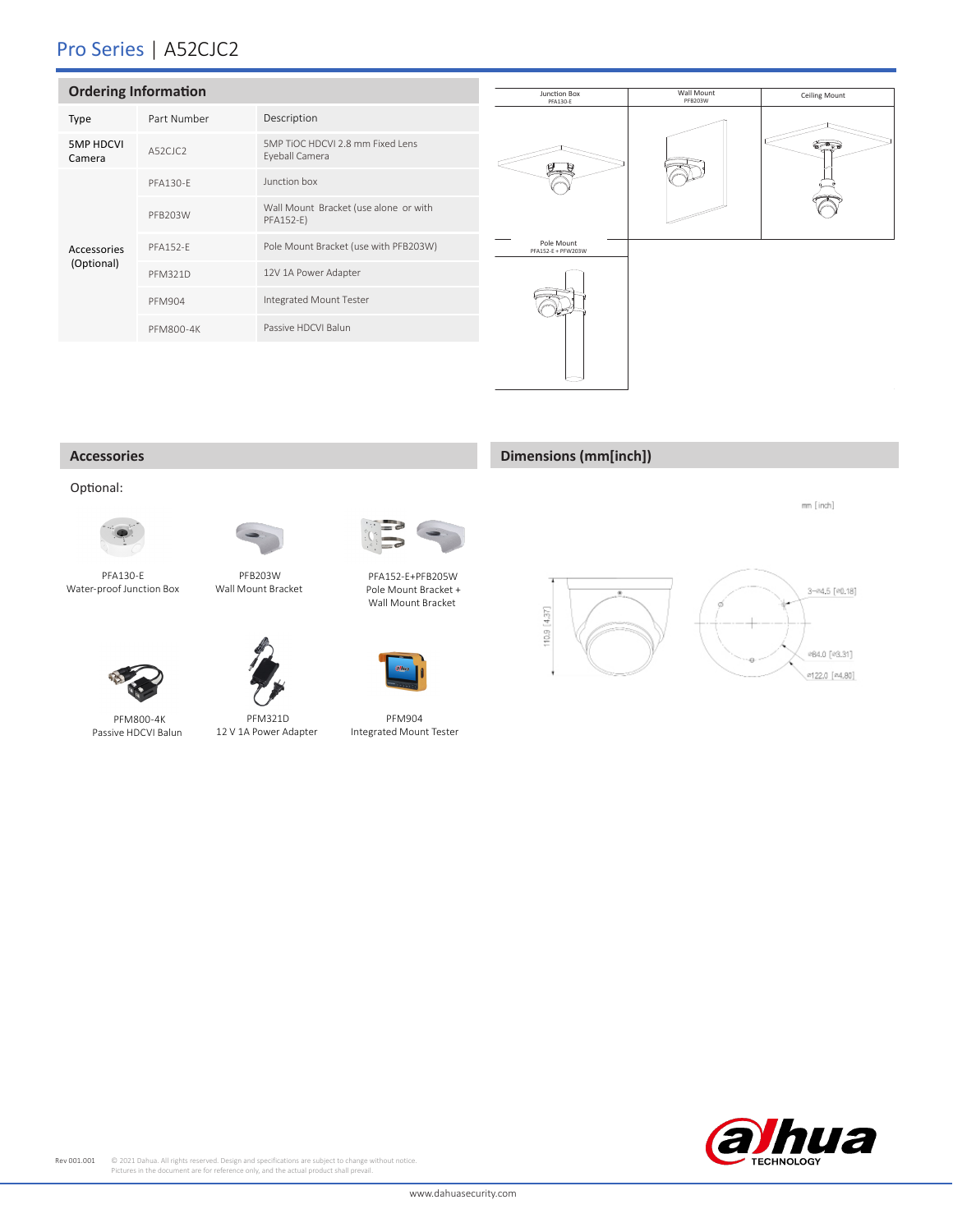## Ordering Information

| Type | Part Number | Description |
| --- | --- | --- |
| 5MP HDCVI Camera | A52CJC2 | 5MP TiOC HDCVI 2.8 mm Fixed Lens Eyeball Camera |
| Accessories (Optional) | PFA130-E | Junction box |
| | PFB203W | Wall Mount Bracket (use alone or with PFA152-E) |
| | PFA152-E | Pole Mount Bracket (use with PFB203W) |
| | PFM321D | 12V 1A Power Adapter |
| | PFM904 | Integrated Mount Tester |
| | PFM800-4K | Passive HDCVI Balun |

Junction Box
PFA130-E

Wall Mount
PFB203W

Ceiling Mount

Pole Mount
PFA152-E + PFW203W

## Accessories

Optional:

PFA130-E
Water-proof Junction Box

PFB203W
Wall Mount Bracket

PFA152-E+PFB205W
Pole Mount Bracket +
Wall Mount Bracket

PFM800-4K
Passive HDCVI Balun

PFM321D
12 V 1A Power Adapter

PFM904
Integrated Mount Tester

## Dimensions (mm[inch])

mm [inch]

110.9 [4.37]

3–ø4.5 [ø0.18]

ø84.0 [ø3.31]

ø122.0 [ø4.80]

Rev 001.001 © 2021 Dahua. All rights reserved. Design and specifications are subject to change without notice.
Pictures in the document are for reference only, and the actual product shall prevail.

www.dahuasecurity.com